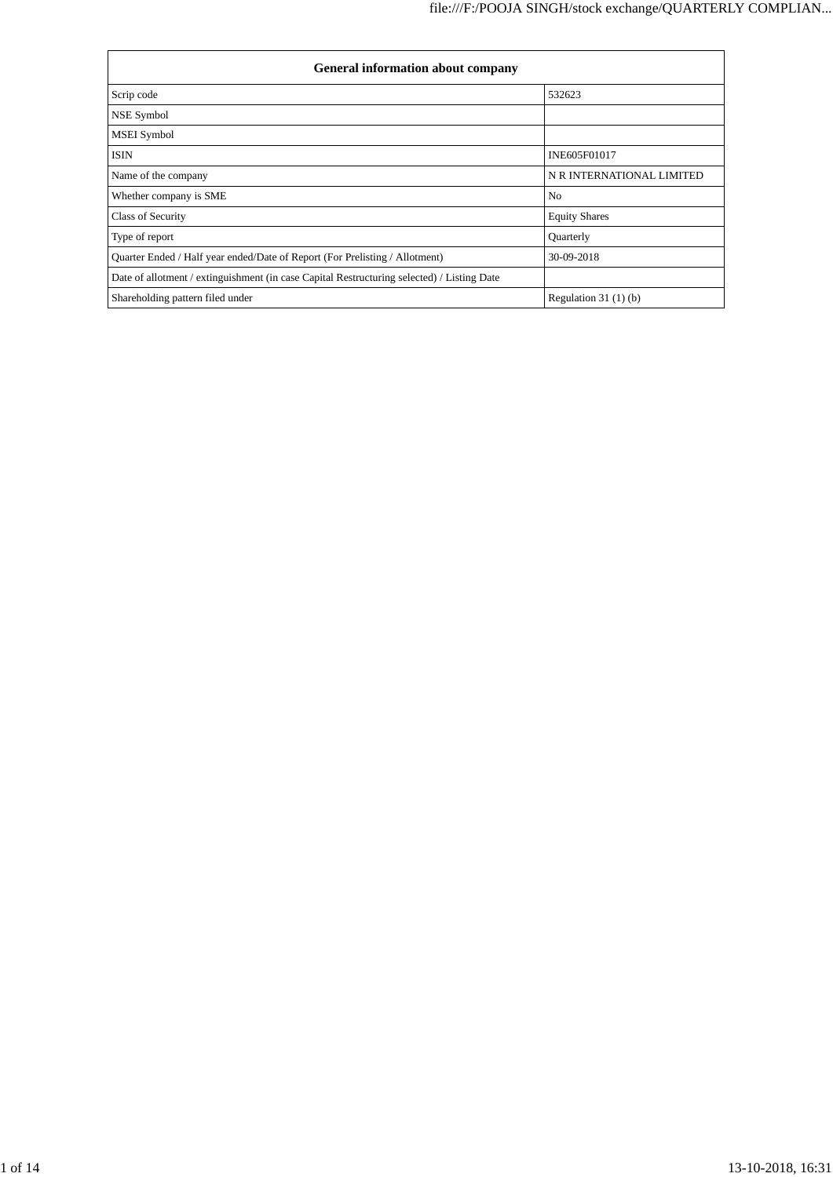| General information about company | |
|---|---|
| Scrip code | 532623 |
| NSE Symbol | |
| MSEI Symbol | |
| ISIN | INE605F01017 |
| Name of the company | N R INTERNATIONAL LIMITED |
| Whether company is SME | No |
| Class of Security | Equity Shares |
| Type of report | Quarterly |
| Quarter Ended / Half year ended/Date of Report (For Prelisting / Allotment) | 30-09-2018 |
| Date of allotment / extinguishment (in case Capital Restructuring selected) / Listing Date | |
| Shareholding pattern filed under | Regulation 31 (1) (b) |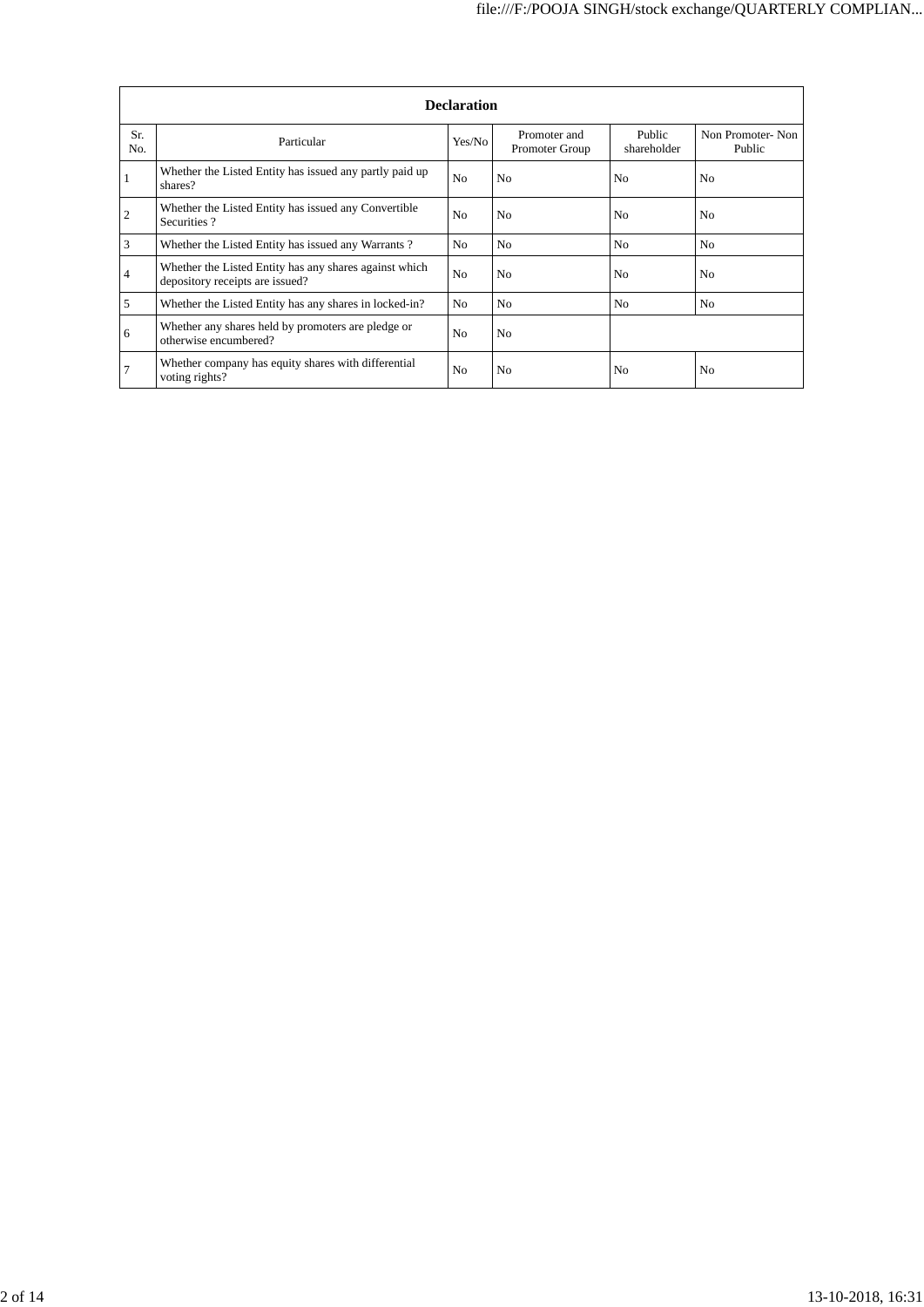| Declaration | | | | | |
|---|---|---|---|---|---|
| Sr. No. | Particular | Yes/No | Promoter and Promoter Group | Public shareholder | Non Promoter- Non Public |
| 1 | Whether the Listed Entity has issued any partly paid up shares? | No | No | No | No |
| 2 | Whether the Listed Entity has issued any Convertible Securities ? | No | No | No | No |
| 3 | Whether the Listed Entity has issued any Warrants ? | No | No | No | No |
| 4 | Whether the Listed Entity has any shares against which depository receipts are issued? | No | No | No | No |
| 5 | Whether the Listed Entity has any shares in locked-in? | No | No | No | No |
| 6 | Whether any shares held by promoters are pledge or otherwise encumbered? | No | No | | |
| 7 | Whether company has equity shares with differential voting rights? | No | No | No | No |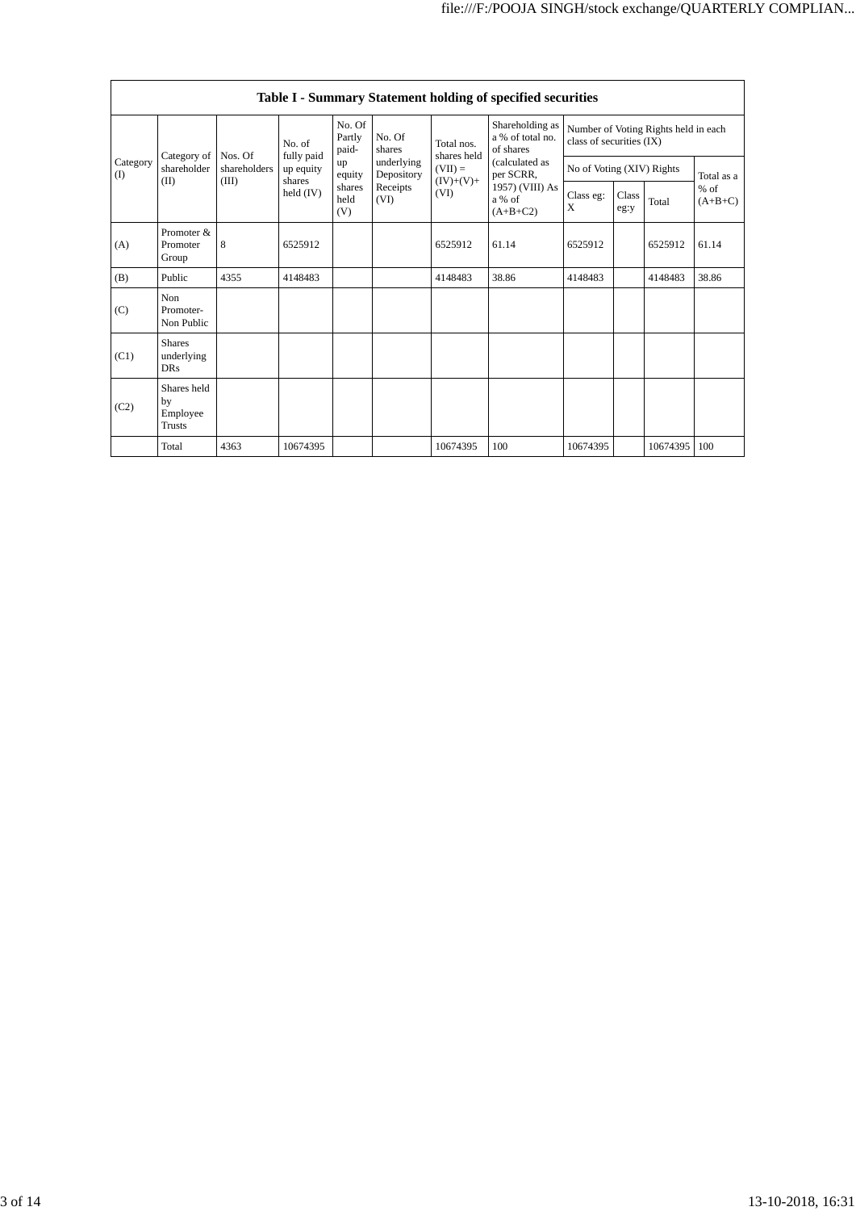**Table I - Summary Statement holding of specified securities**

| Category (I) | Category of shareholder (II) | Nos. Of shareholders (III) | No. of fully paid up equity shares held (IV) | No. Of Partly paid-up equity shares held (V) | No. Of shares underlying Depository Receipts (VI) | Total nos. shares held (VII) = (IV)+(V)+ (VI) | Shareholding as a % of total no. of shares (calculated as per SCRR, 1957) (VIII) As a % of (A+B+C2) | Number of Voting Rights held in each class of securities (IX) | | | |
|---|---|---|---|---|---|---|---|---|---|---|---|
| | | | | | | | | No of Voting (XIV) Rights | | | Total as a % of (A+B+C) |
| | | | | | | | | Class eg: X | Class eg:y | Total | |
| (A) | Promoter & Promoter Group | 8 | 6525912 | | | 6525912 | 61.14 | 6525912 | | 6525912 | 61.14 |
| (B) | Public | 4355 | 4148483 | | | 4148483 | 38.86 | 4148483 | | 4148483 | 38.86 |
| (C) | Non Promoter- Non Public | | | | | | | | | | |
| (C1) | Shares underlying DRs | | | | | | | | | | |
| (C2) | Shares held by Employee Trusts | | | | | | | | | | |
| | Total | 4363 | 10674395 | | | 10674395 | 100 | 10674395 | | 10674395 | 100 |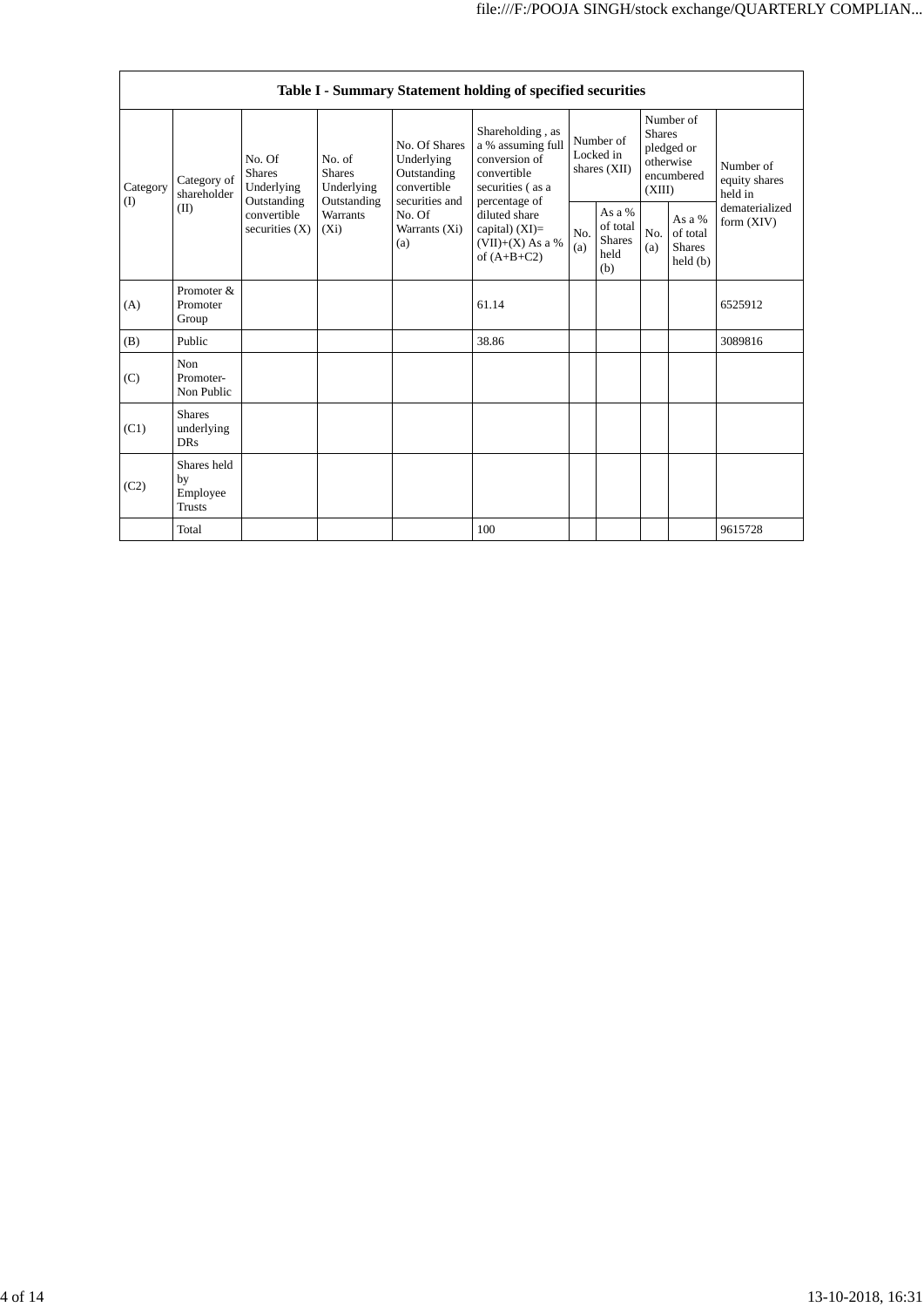| Table I - Summary Statement holding of specified securities | | | | | | | | | | | |
|---|---|---|---|---|---|---|---|---|---|---|---|
| Category (I) | Category of shareholder (II) | No. Of Shares Underlying Outstanding convertible securities (X) | No. of Shares Underlying Outstanding Warrants (Xi) | No. Of Shares Underlying Outstanding convertible securities and No. Of Warrants (Xi) (a) | Shareholding , as a % assuming full conversion of convertible securities ( as a percentage of diluted share capital) (XI)= (VII)+(X) As a % of (A+B+C2) | Number of Locked in shares (XII) | | Number of Shares pledged or otherwise encumbered (XIII) | | Number of equity shares held in dematerialized form (XIV) |
| | | | | | | No. (a) | As a % of total Shares held (b) | No. (a) | As a % of total Shares held (b) | |
| (A) | Promoter & Promoter Group | | | | 61.14 | | | | | 6525912 |
| (B) | Public | | | | 38.86 | | | | | 3089816 |
| (C) | Non Promoter- Non Public | | | | | | | | | |
| (C1) | Shares underlying DRs | | | | | | | | | |
| (C2) | Shares held by Employee Trusts | | | | | | | | | |
| | Total | | | | 100 | | | | | 9615728 |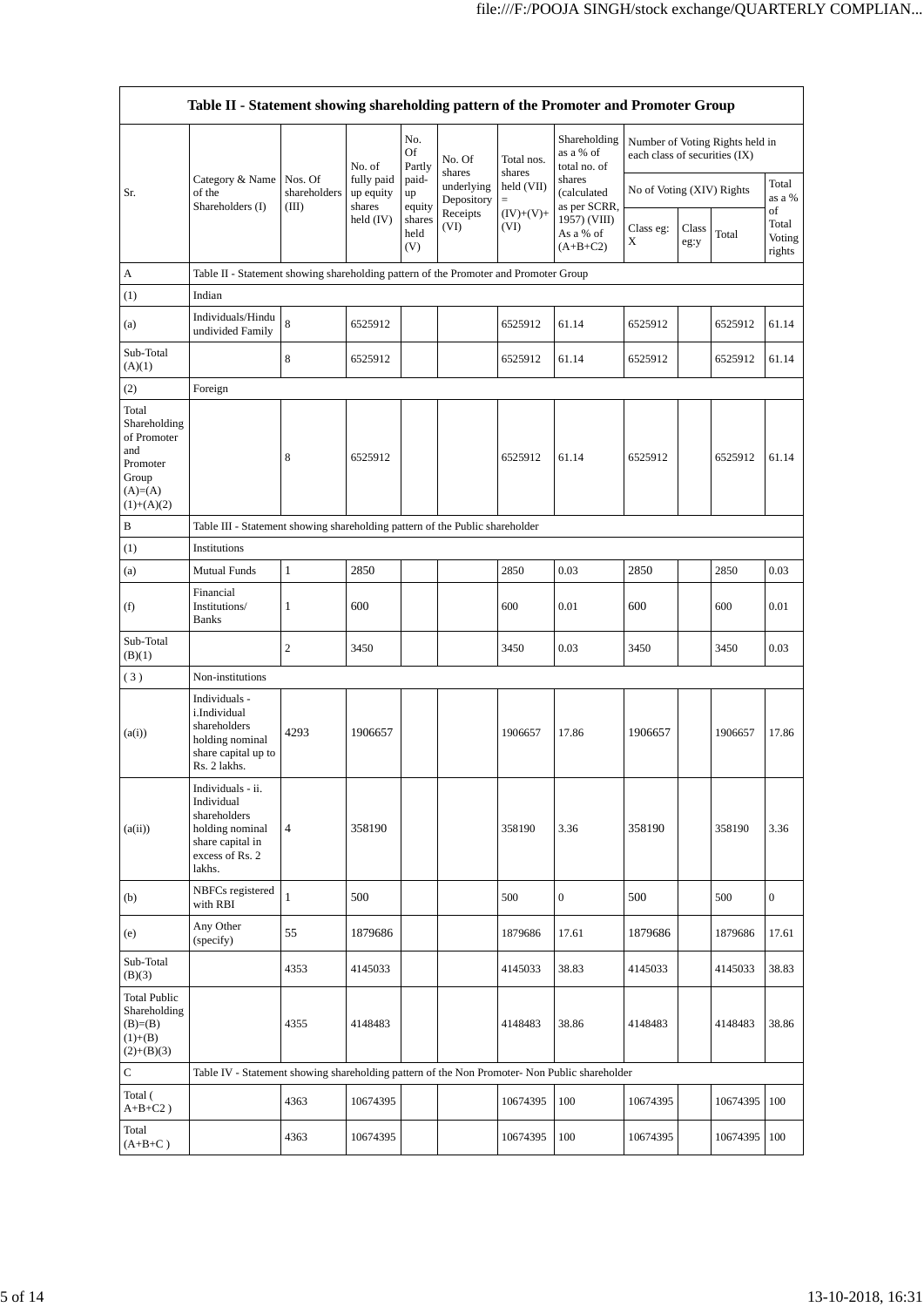| Table II - Statement showing shareholding pattern of the Promoter and Promoter Group | | | | | | | | | | | | |
|---|---|---|---|---|---|---|---|---|---|---|---|---|
| Sr. | Category & Name of the Shareholders (I) | Nos. Of shareholders (III) | No. of fully paid up equity shares held (IV) | No. Of Partly paid-up equity shares held (V) | No. Of shares underlying Depository Receipts (VI) | Total nos. shares held (VII) = (IV)+(V)+ (VI) | Shareholding as a % of total no. of shares (calculated as per SCRR, 1957) (VIII) As a % of (A+B+C2) | Number of Voting Rights held in each class of securities (IX) | | | |
| | | | | | | | | No of Voting (XIV) Rights | | | Total as a % of Total Voting rights |
| | | | | | | | | Class eg: X | Class eg:y | Total | |
| A | Table II - Statement showing shareholding pattern of the Promoter and Promoter Group | | | | | | | | | | |
| (1) | Indian | | | | | | | | | | |
| (a) | Individuals/Hindu undivided Family | 8 | 6525912 | | | 6525912 | 61.14 | 6525912 | | 6525912 | 61.14 |
| Sub-Total (A)(1) | | 8 | 6525912 | | | 6525912 | 61.14 | 6525912 | | 6525912 | 61.14 |
| (2) | Foreign | | | | | | | | | | |
| Total Shareholding of Promoter and Promoter Group (A)=(A)(1)+(A)(2) | | 8 | 6525912 | | | 6525912 | 61.14 | 6525912 | | 6525912 | 61.14 |
| B | Table III - Statement showing shareholding pattern of the Public shareholder | | | | | | | | | | |
| (1) | Institutions | | | | | | | | | | |
| (a) | Mutual Funds | 1 | 2850 | | | 2850 | 0.03 | 2850 | | 2850 | 0.03 |
| (f) | Financial Institutions/ Banks | 1 | 600 | | | 600 | 0.01 | 600 | | 600 | 0.01 |
| Sub-Total (B)(1) | | 2 | 3450 | | | 3450 | 0.03 | 3450 | | 3450 | 0.03 |
| ( 3 ) | Non-institutions | | | | | | | | | | |
| (a(i)) | Individuals - i.Individual shareholders holding nominal share capital up to Rs. 2 lakhs. | 4293 | 1906657 | | | 1906657 | 17.86 | 1906657 | | 1906657 | 17.86 |
| (a(ii)) | Individuals - ii. Individual shareholders holding nominal share capital in excess of Rs. 2 lakhs. | 4 | 358190 | | | 358190 | 3.36 | 358190 | | 358190 | 3.36 |
| (b) | NBFCs registered with RBI | 1 | 500 | | | 500 | 0 | 500 | | 500 | 0 |
| (e) | Any Other (specify) | 55 | 1879686 | | | 1879686 | 17.61 | 1879686 | | 1879686 | 17.61 |
| Sub-Total (B)(3) | | 4353 | 4145033 | | | 4145033 | 38.83 | 4145033 | | 4145033 | 38.83 |
| Total Public Shareholding (B)=(B)(1)+(B)(2)+(B)(3) | | 4355 | 4148483 | | | 4148483 | 38.86 | 4148483 | | 4148483 | 38.86 |
| C | Table IV - Statement showing shareholding pattern of the Non Promoter- Non Public shareholder | | | | | | | | | | |
| Total ( A+B+C2 ) | | 4363 | 10674395 | | | 10674395 | 100 | 10674395 | | 10674395 | 100 |
| Total (A+B+C ) | | 4363 | 10674395 | | | 10674395 | 100 | 10674395 | | 10674395 | 100 |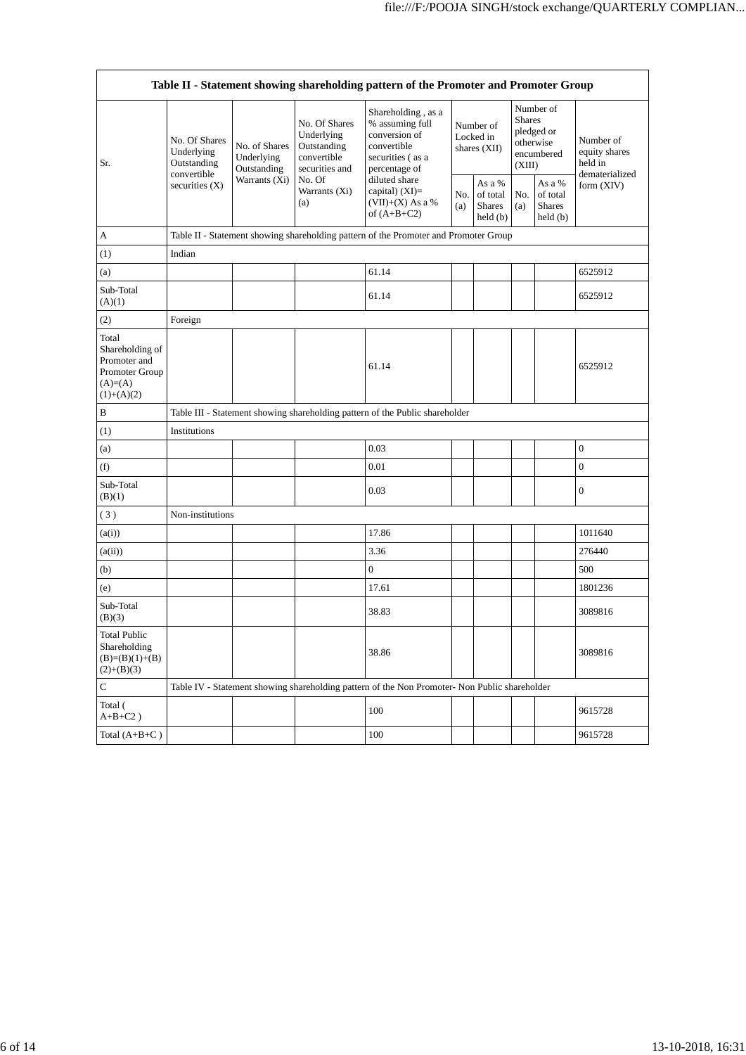| Table II - Statement showing shareholding pattern of the Promoter and Promoter Group | | | | | | | | | |
|---|---|---|---|---|---|---|---|---|---|
| Sr. | No. Of Shares Underlying Outstanding convertible securities (X) | No. of Shares Underlying Outstanding Warrants (Xi) | No. Of Shares Underlying Outstanding convertible securities and No. Of Warrants (Xi) (a) | Shareholding , as a % assuming full conversion of convertible securities ( as a percentage of diluted share capital) (XI)= (VII)+(X) As a % of (A+B+C2) | Number of Locked in shares (XII) | | Number of Shares pledged or otherwise encumbered (XIII) | | Number of equity shares held in dematerialized form (XIV) |
| | | | | | No. (a) | As a % of total Shares held (b) | No. (a) | As a % of total Shares held (b) | |
| A | Table II - Statement showing shareholding pattern of the Promoter and Promoter Group | | | | | | | | |
| (1) | Indian | | | | | | | | |
| (a) | | | | 61.14 | | | | | 6525912 |
| Sub-Total (A)(1) | | | | 61.14 | | | | | 6525912 |
| (2) | Foreign | | | | | | | | |
| Total Shareholding of Promoter and Promoter Group (A)=(A)(1)+(A)(2) | | | | 61.14 | | | | | 6525912 |
| B | Table III - Statement showing shareholding pattern of the Public shareholder | | | | | | | | |
| (1) | Institutions | | | | | | | | |
| (a) | | | | 0.03 | | | | | 0 |
| (f) | | | | 0.01 | | | | | 0 |
| Sub-Total (B)(1) | | | | 0.03 | | | | | 0 |
| ( 3 ) | Non-institutions | | | | | | | | |
| (a(i)) | | | | 17.86 | | | | | 1011640 |
| (a(ii)) | | | | 3.36 | | | | | 276440 |
| (b) | | | | 0 | | | | | 500 |
| (e) | | | | 17.61 | | | | | 1801236 |
| Sub-Total (B)(3) | | | | 38.83 | | | | | 3089816 |
| Total Public Shareholding (B)=(B)(1)+(B)(2)+(B)(3) | | | | 38.86 | | | | | 3089816 |
| C | Table IV - Statement showing shareholding pattern of the Non Promoter- Non Public shareholder | | | | | | | | |
| Total ( A+B+C2 ) | | | | 100 | | | | | 9615728 |
| Total (A+B+C ) | | | | 100 | | | | | 9615728 |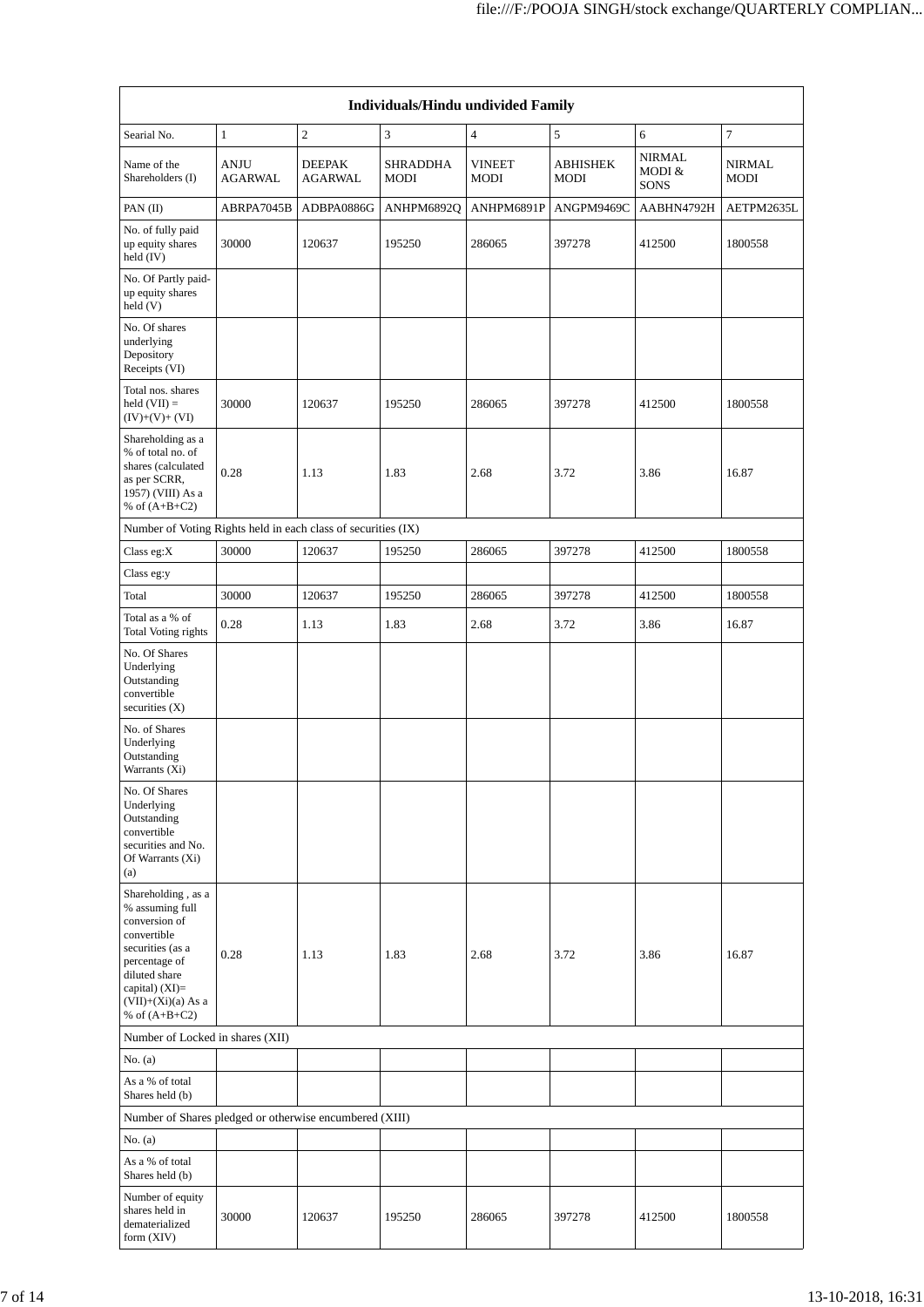| Individuals/Hindu undivided Family | | | | | | | |
|---|---|---|---|---|---|---|---|
| Searial No. | 1 | 2 | 3 | 4 | 5 | 6 | 7 |
| Name of the Shareholders (I) | ANJU AGARWAL | DEEPAK AGARWAL | SHRADDHA MODI | VINEET MODI | ABHISHEK MODI | NIRMAL MODI & SONS | NIRMAL MODI |
| PAN (II) | ABRPA7045B | ADBPA0886G | ANHPM6892Q | ANHPM6891P | ANGPM9469C | AABHN4792H | AETPM2635L |
| No. of fully paid up equity shares held (IV) | 30000 | 120637 | 195250 | 286065 | 397278 | 412500 | 1800558 |
| No. Of Partly paid-up equity shares held (V) | | | | | | | |
| No. Of shares underlying Depository Receipts (VI) | | | | | | | |
| Total nos. shares held (VII) = (IV)+(V)+ (VI) | 30000 | 120637 | 195250 | 286065 | 397278 | 412500 | 1800558 |
| Shareholding as a % of total no. of shares (calculated as per SCRR, 1957) (VIII) As a % of (A+B+C2) | 0.28 | 1.13 | 1.83 | 2.68 | 3.72 | 3.86 | 16.87 |
| Number of Voting Rights held in each class of securities (IX) | | | | | | | |
| Class eg:X | 30000 | 120637 | 195250 | 286065 | 397278 | 412500 | 1800558 |
| Class eg:y | | | | | | | |
| Total | 30000 | 120637 | 195250 | 286065 | 397278 | 412500 | 1800558 |
| Total as a % of Total Voting rights | 0.28 | 1.13 | 1.83 | 2.68 | 3.72 | 3.86 | 16.87 |
| No. Of Shares Underlying Outstanding convertible securities (X) | | | | | | | |
| No. of Shares Underlying Outstanding Warrants (Xi) | | | | | | | |
| No. Of Shares Underlying Outstanding convertible securities and No. Of Warrants (Xi) (a) | | | | | | | |
| Shareholding , as a % assuming full conversion of convertible securities (as a percentage of diluted share capital) (XI)= (VII)+(Xi)(a) As a % of (A+B+C2) | 0.28 | 1.13 | 1.83 | 2.68 | 3.72 | 3.86 | 16.87 |
| Number of Locked in shares (XII) | | | | | | | |
| No. (a) | | | | | | | |
| As a % of total Shares held (b) | | | | | | | |
| Number of Shares pledged or otherwise encumbered (XIII) | | | | | | | |
| No. (a) | | | | | | | |
| As a % of total Shares held (b) | | | | | | | |
| Number of equity shares held in dematerialized form (XIV) | 30000 | 120637 | 195250 | 286065 | 397278 | 412500 | 1800558 |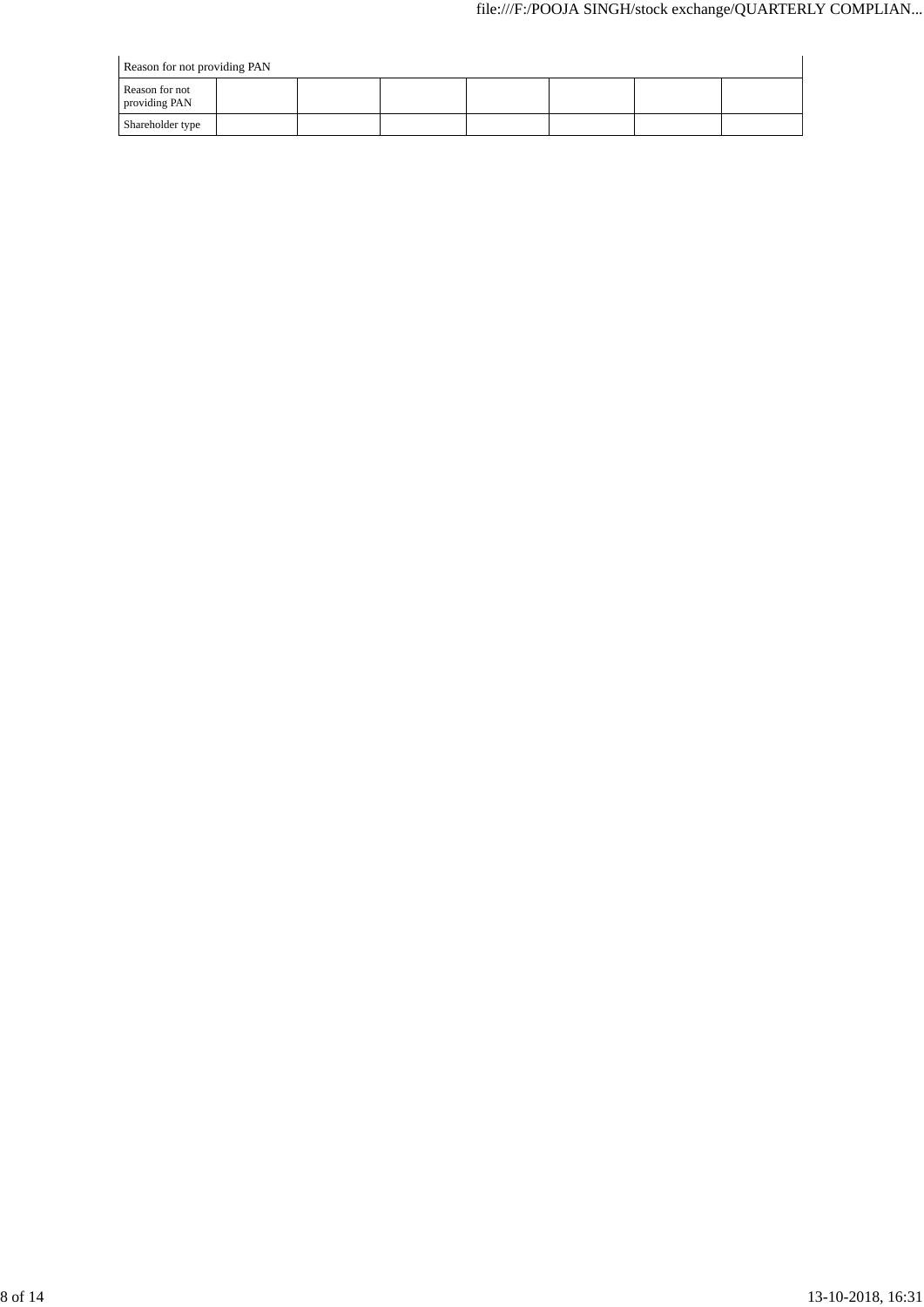| Reason for not providing PAN | | | | | | | |
|---|---|---|---|---|---|---|---|
| Reason for not providing PAN | | | | | | | |
| Shareholder type | | | | | | | |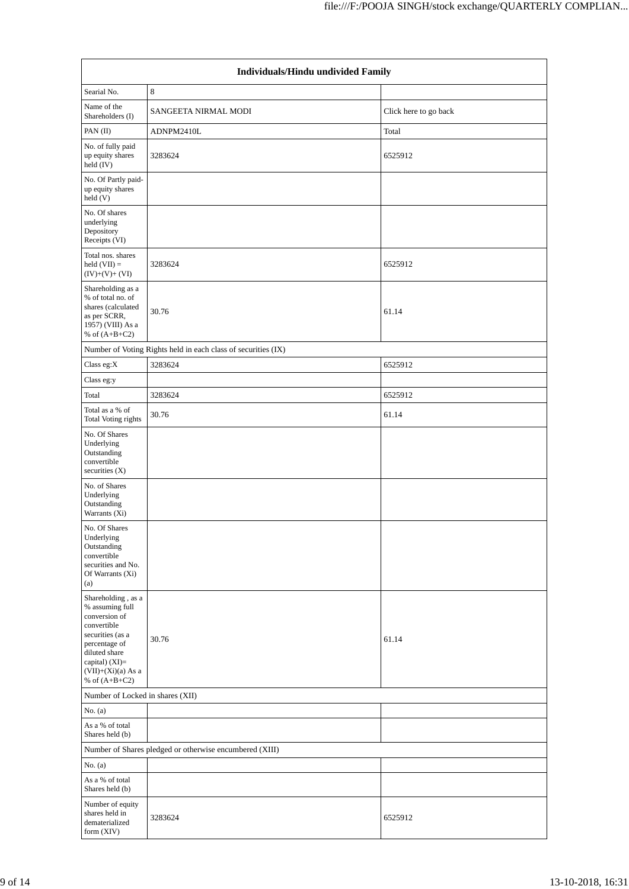| Individuals/Hindu undivided Family | | |
|---|---|---|
| Searial No. | 8 | |
| Name of the Shareholders (I) | SANGEETA NIRMAL MODI | Click here to go back |
| PAN (II) | ADNPM2410L | Total |
| No. of fully paid up equity shares held (IV) | 3283624 | 6525912 |
| No. Of Partly paid-up equity shares held (V) | | |
| No. Of shares underlying Depository Receipts (VI) | | |
| Total nos. shares held (VII) = (IV)+(V)+ (VI) | 3283624 | 6525912 |
| Shareholding as a % of total no. of shares (calculated as per SCRR, 1957) (VIII) As a % of (A+B+C2) | 30.76 | 61.14 |
| Number of Voting Rights held in each class of securities (IX) | | |
| Class eg:X | 3283624 | 6525912 |
| Class eg:y | | |
| Total | 3283624 | 6525912 |
| Total as a % of Total Voting rights | 30.76 | 61.14 |
| No. Of Shares Underlying Outstanding convertible securities (X) | | |
| No. of Shares Underlying Outstanding Warrants (Xi) | | |
| No. Of Shares Underlying Outstanding convertible securities and No. Of Warrants (Xi) (a) | | |
| Shareholding , as a % assuming full conversion of convertible securities (as a percentage of diluted share capital) (XI)= (VII)+(Xi)(a) As a % of (A+B+C2) | 30.76 | 61.14 |
| Number of Locked in shares (XII) | | |
| No. (a) | | |
| As a % of total Shares held (b) | | |
| Number of Shares pledged or otherwise encumbered (XIII) | | |
| No. (a) | | |
| As a % of total Shares held (b) | | |
| Number of equity shares held in dematerialized form (XIV) | 3283624 | 6525912 |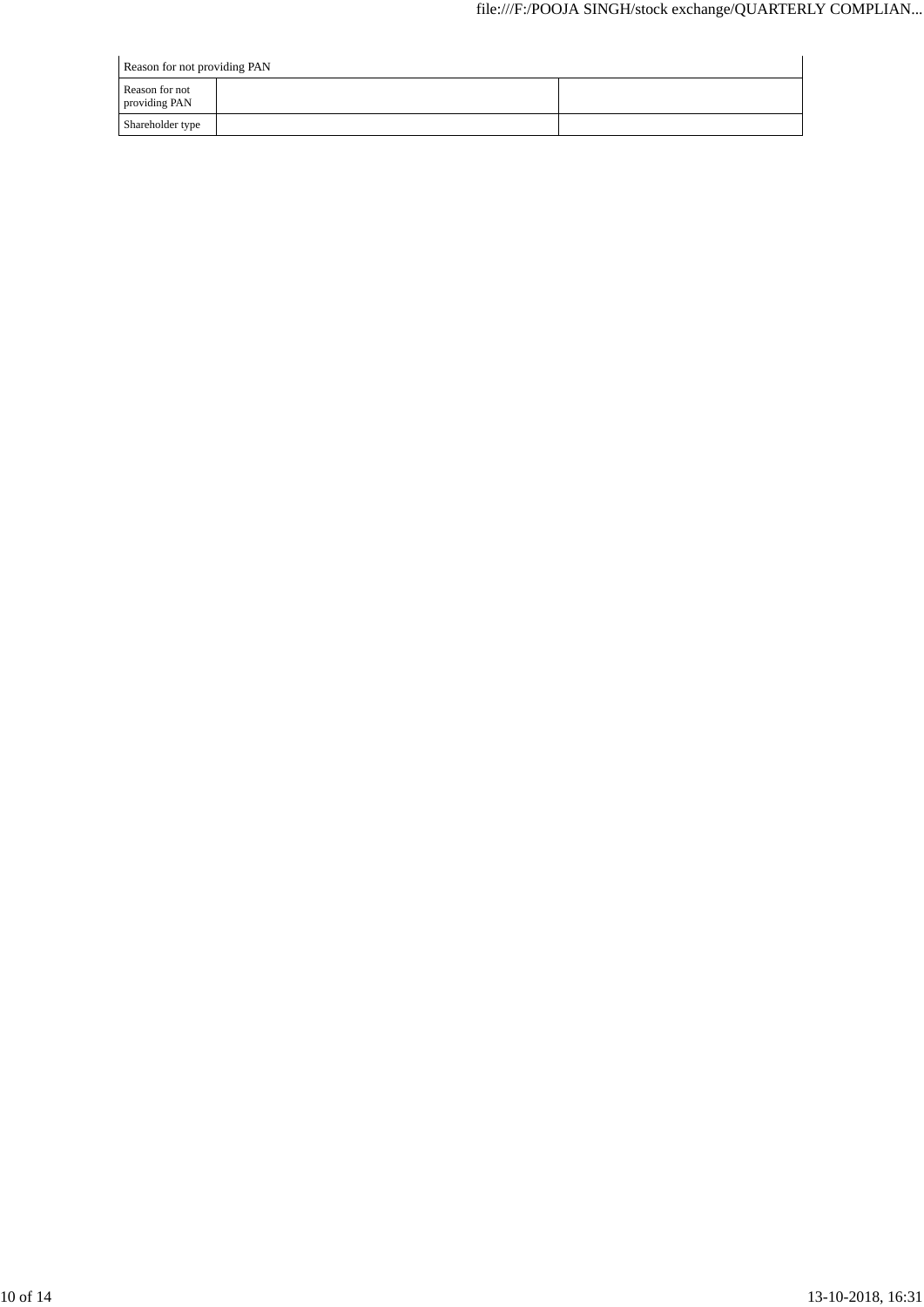| Reason for not providing PAN | | |
|---|---|---|
| Reason for not providing PAN | | |
| Shareholder type | | |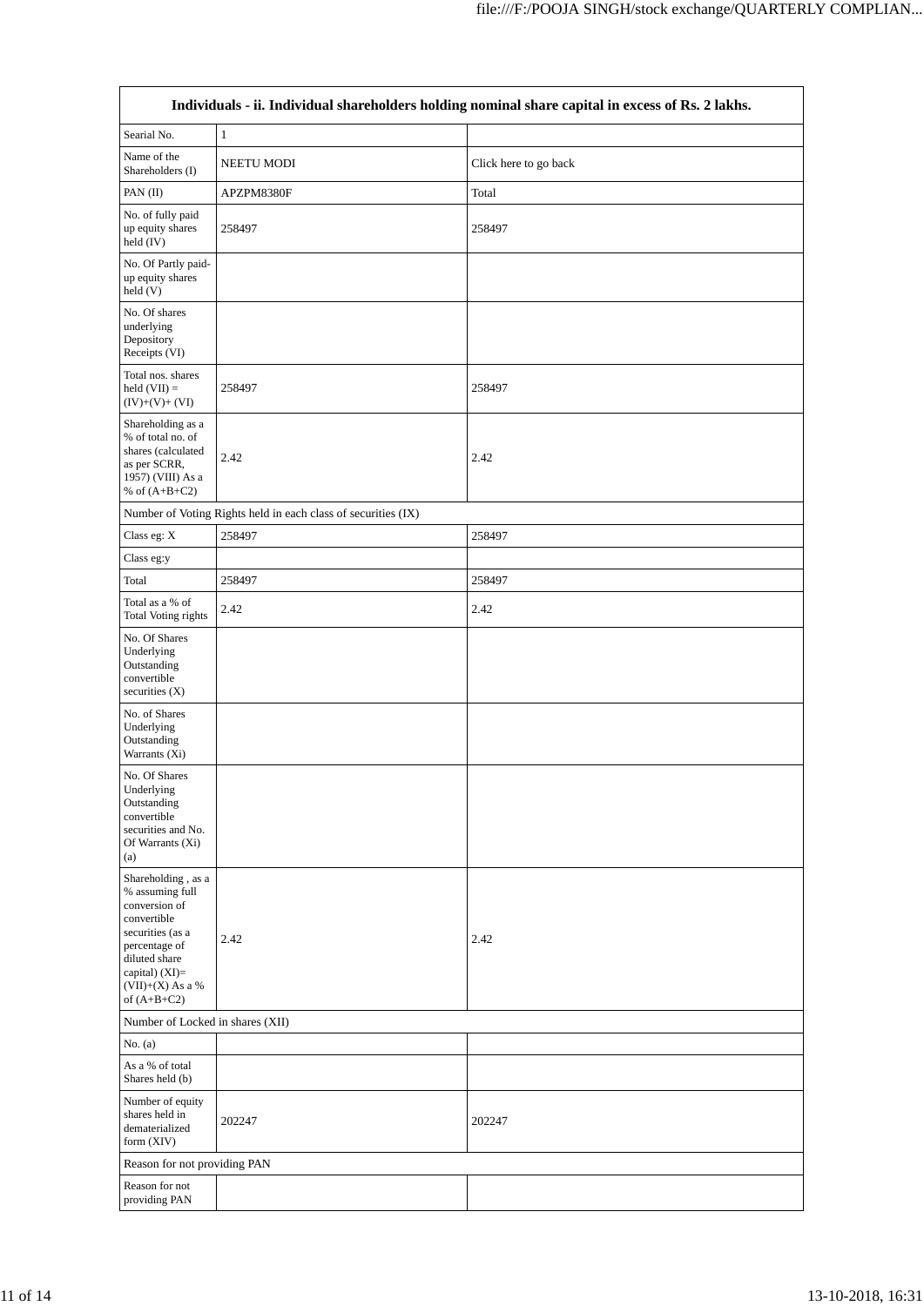| Individuals - ii. Individual shareholders holding nominal share capital in excess of Rs. 2 lakhs. | | |
|---|---|---|
| Searial No. | 1 | |
| Name of the Shareholders (I) | NEETU MODI | Click here to go back |
| PAN (II) | APZPM8380F | Total |
| No. of fully paid up equity shares held (IV) | 258497 | 258497 |
| No. Of Partly paid-up equity shares held (V) | | |
| No. Of shares underlying Depository Receipts (VI) | | |
| Total nos. shares held (VII) = (IV)+(V)+ (VI) | 258497 | 258497 |
| Shareholding as a % of total no. of shares (calculated as per SCRR, 1957) (VIII) As a % of (A+B+C2) | 2.42 | 2.42 |
| Number of Voting Rights held in each class of securities (IX) | | |
| Class eg: X | 258497 | 258497 |
| Class eg:y | | |
| Total | 258497 | 258497 |
| Total as a % of Total Voting rights | 2.42 | 2.42 |
| No. Of Shares Underlying Outstanding convertible securities (X) | | |
| No. of Shares Underlying Outstanding Warrants (Xi) | | |
| No. Of Shares Underlying Outstanding convertible securities and No. Of Warrants (Xi) (a) | | |
| Shareholding , as a % assuming full conversion of convertible securities (as a percentage of diluted share capital) (XI)= (VII)+(X) As a % of (A+B+C2) | 2.42 | 2.42 |
| Number of Locked in shares (XII) | | |
| No. (a) | | |
| As a % of total Shares held (b) | | |
| Number of equity shares held in dematerialized form (XIV) | 202247 | 202247 |
| Reason for not providing PAN | | |
| Reason for not providing PAN | | |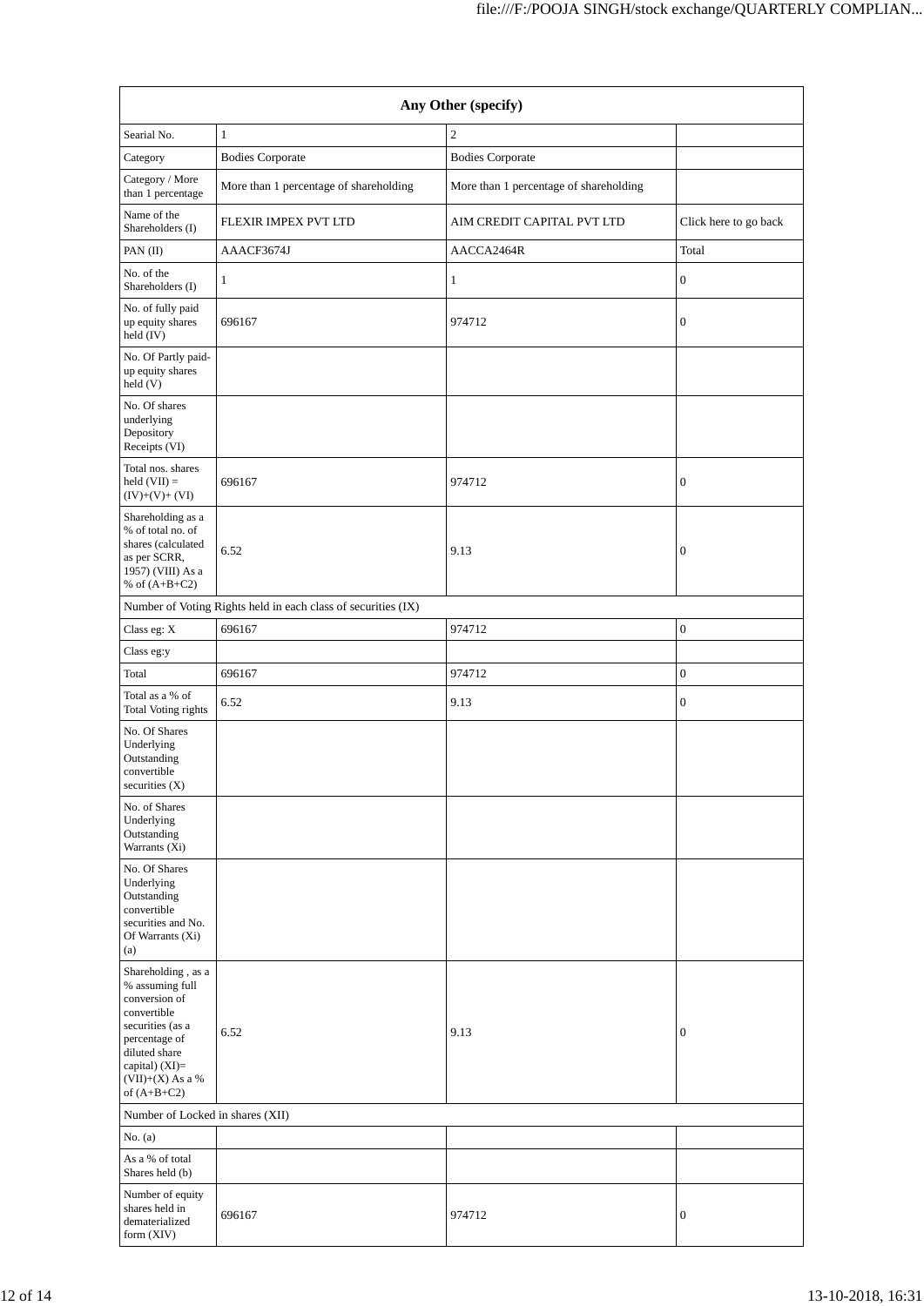| Any Other (specify) | | | |
|---|---|---|---|
| Searial No. | 1 | 2 | |
| Category | Bodies Corporate | Bodies Corporate | |
| Category / More than 1 percentage | More than 1 percentage of shareholding | More than 1 percentage of shareholding | |
| Name of the Shareholders (I) | FLEXIR IMPEX PVT LTD | AIM CREDIT CAPITAL PVT LTD | Click here to go back |
| PAN (II) | AAACF3674J | AACCA2464R | Total |
| No. of the Shareholders (I) | 1 | 1 | 0 |
| No. of fully paid up equity shares held (IV) | 696167 | 974712 | 0 |
| No. Of Partly paid-up equity shares held (V) | | | |
| No. Of shares underlying Depository Receipts (VI) | | | |
| Total nos. shares held (VII) = (IV)+(V)+ (VI) | 696167 | 974712 | 0 |
| Shareholding as a % of total no. of shares (calculated as per SCRR, 1957) (VIII) As a % of (A+B+C2) | 6.52 | 9.13 | 0 |
| Number of Voting Rights held in each class of securities (IX) | | | |
| Class eg: X | 696167 | 974712 | 0 |
| Class eg:y | | | |
| Total | 696167 | 974712 | 0 |
| Total as a % of Total Voting rights | 6.52 | 9.13 | 0 |
| No. Of Shares Underlying Outstanding convertible securities (X) | | | |
| No. of Shares Underlying Outstanding Warrants (Xi) | | | |
| No. Of Shares Underlying Outstanding convertible securities and No. Of Warrants (Xi) (a) | | | |
| Shareholding , as a % assuming full conversion of convertible securities (as a percentage of diluted share capital) (XI)= (VII)+(X) As a % of (A+B+C2) | 6.52 | 9.13 | 0 |
| Number of Locked in shares (XII) | | | |
| No. (a) | | | |
| As a % of total Shares held (b) | | | |
| Number of equity shares held in dematerialized form (XIV) | 696167 | 974712 | 0 |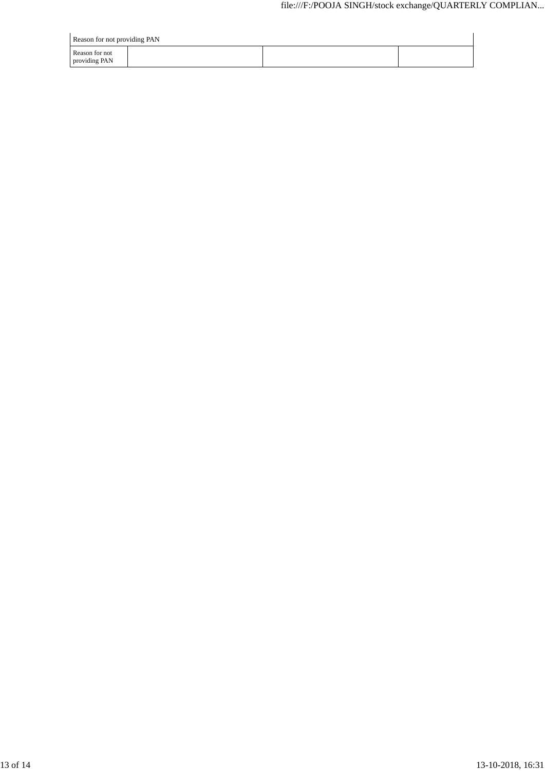| Reason for not providing PAN | | | |
|---|---|---|---|
| Reason for not providing PAN | | | |